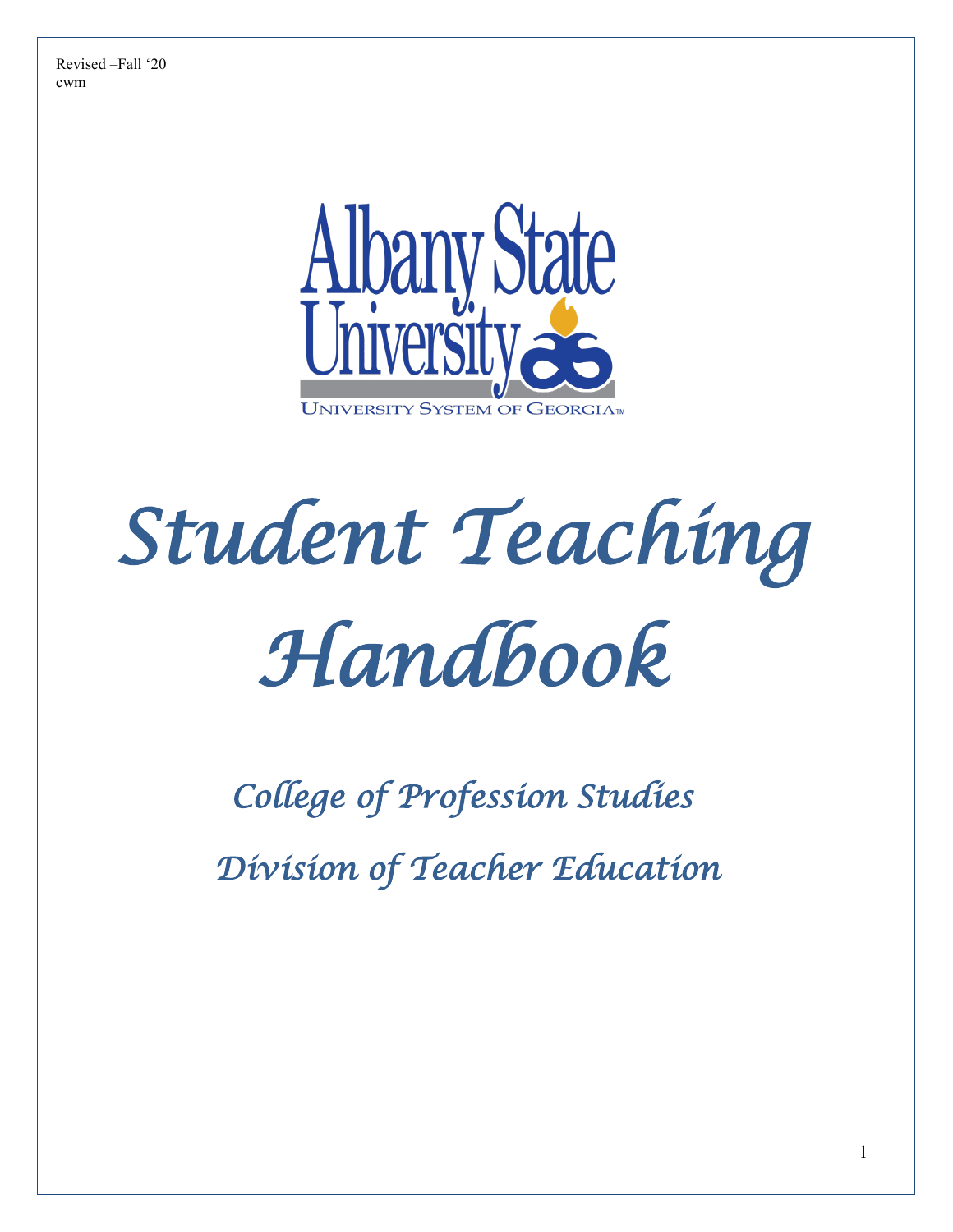Revised –Fall '20
cwm

Albany State University

University System of Georgia

# *Student Teaching Handbook*

## *College of Profession Studies*

## *Division of Teacher Education*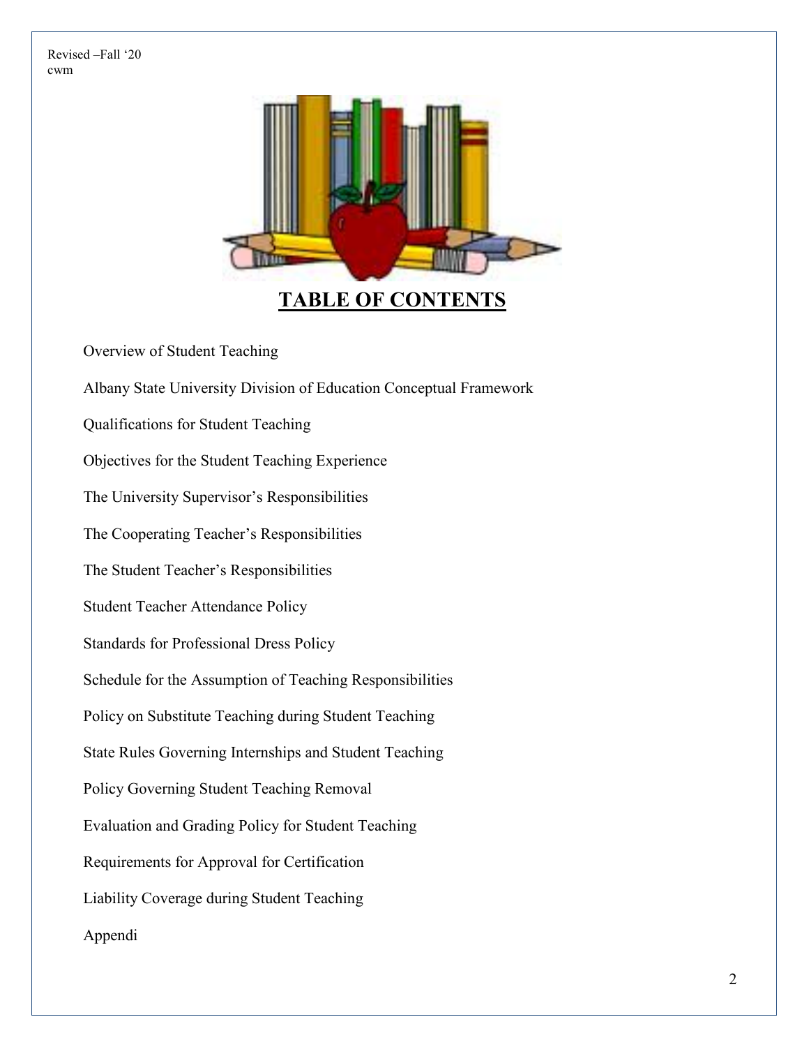Revised –Fall '20
cwm

# TABLE OF CONTENTS

Overview of Student Teaching

Albany State University Division of Education Conceptual Framework

Qualifications for Student Teaching

Objectives for the Student Teaching Experience

The University Supervisor's Responsibilities

The Cooperating Teacher's Responsibilities

The Student Teacher's Responsibilities

Student Teacher Attendance Policy

Standards for Professional Dress Policy

Schedule for the Assumption of Teaching Responsibilities

Policy on Substitute Teaching during Student Teaching

State Rules Governing Internships and Student Teaching

Policy Governing Student Teaching Removal

Evaluation and Grading Policy for Student Teaching

Requirements for Approval for Certification

Liability Coverage during Student Teaching

Appendi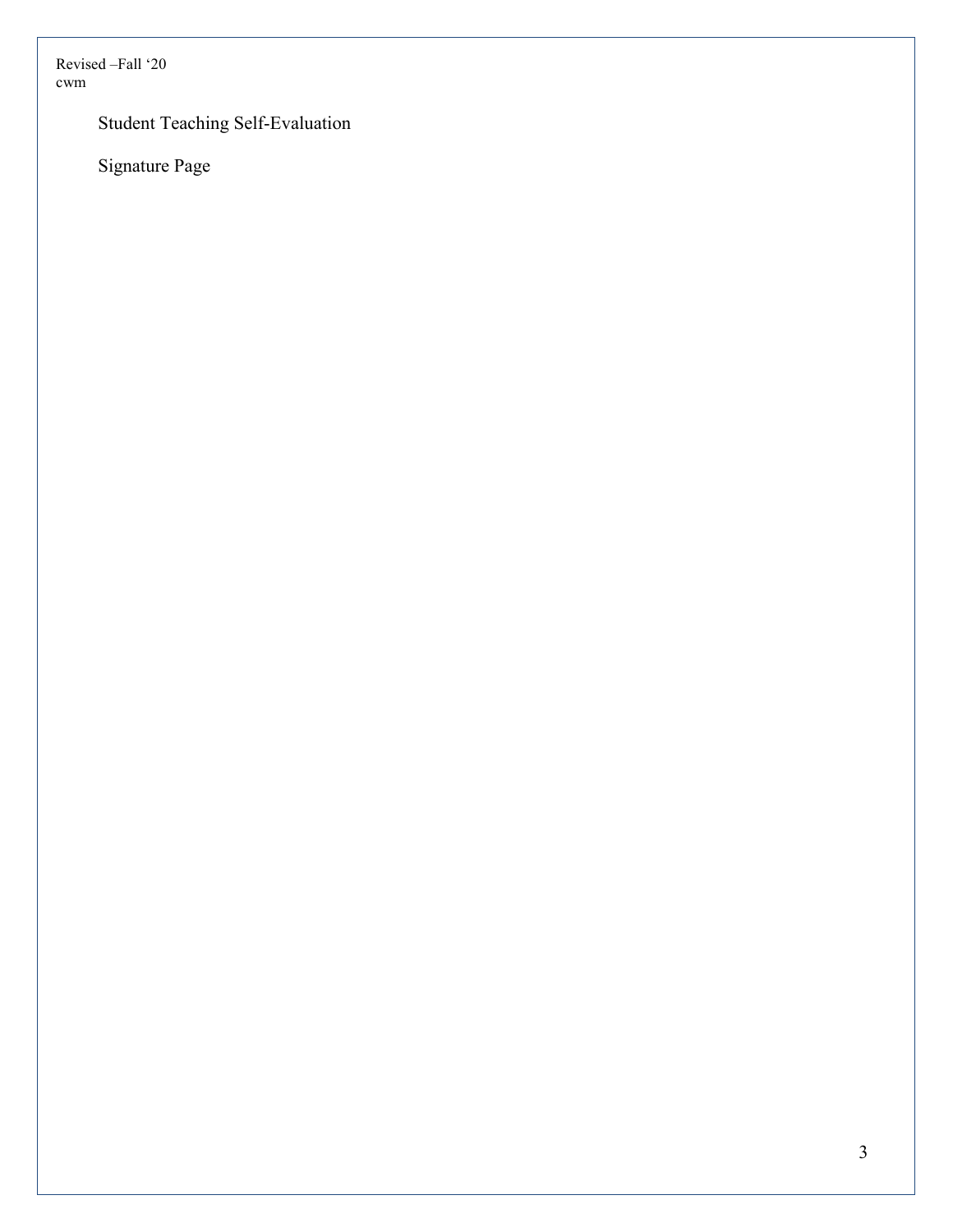Student Teaching Self-Evaluation

Signature Page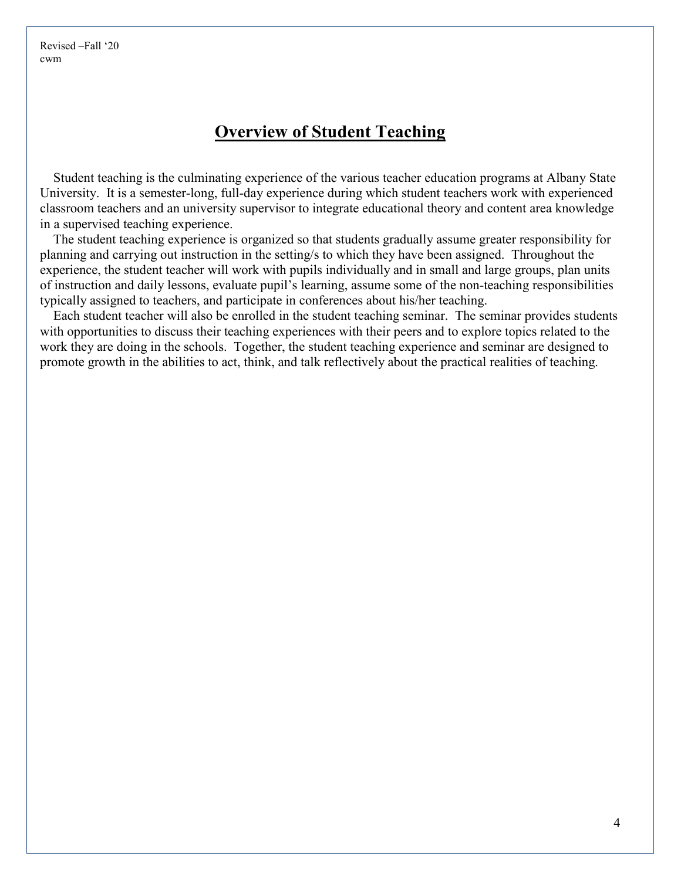Revised –Fall '20
cwm

# Overview of Student Teaching

Student teaching is the culminating experience of the various teacher education programs at Albany State University. It is a semester-long, full-day experience during which student teachers work with experienced classroom teachers and an university supervisor to integrate educational theory and content area knowledge in a supervised teaching experience.

The student teaching experience is organized so that students gradually assume greater responsibility for planning and carrying out instruction in the setting/s to which they have been assigned. Throughout the experience, the student teacher will work with pupils individually and in small and large groups, plan units of instruction and daily lessons, evaluate pupil's learning, assume some of the non-teaching responsibilities typically assigned to teachers, and participate in conferences about his/her teaching.

Each student teacher will also be enrolled in the student teaching seminar. The seminar provides students with opportunities to discuss their teaching experiences with their peers and to explore topics related to the work they are doing in the schools. Together, the student teaching experience and seminar are designed to promote growth in the abilities to act, think, and talk reflectively about the practical realities of teaching.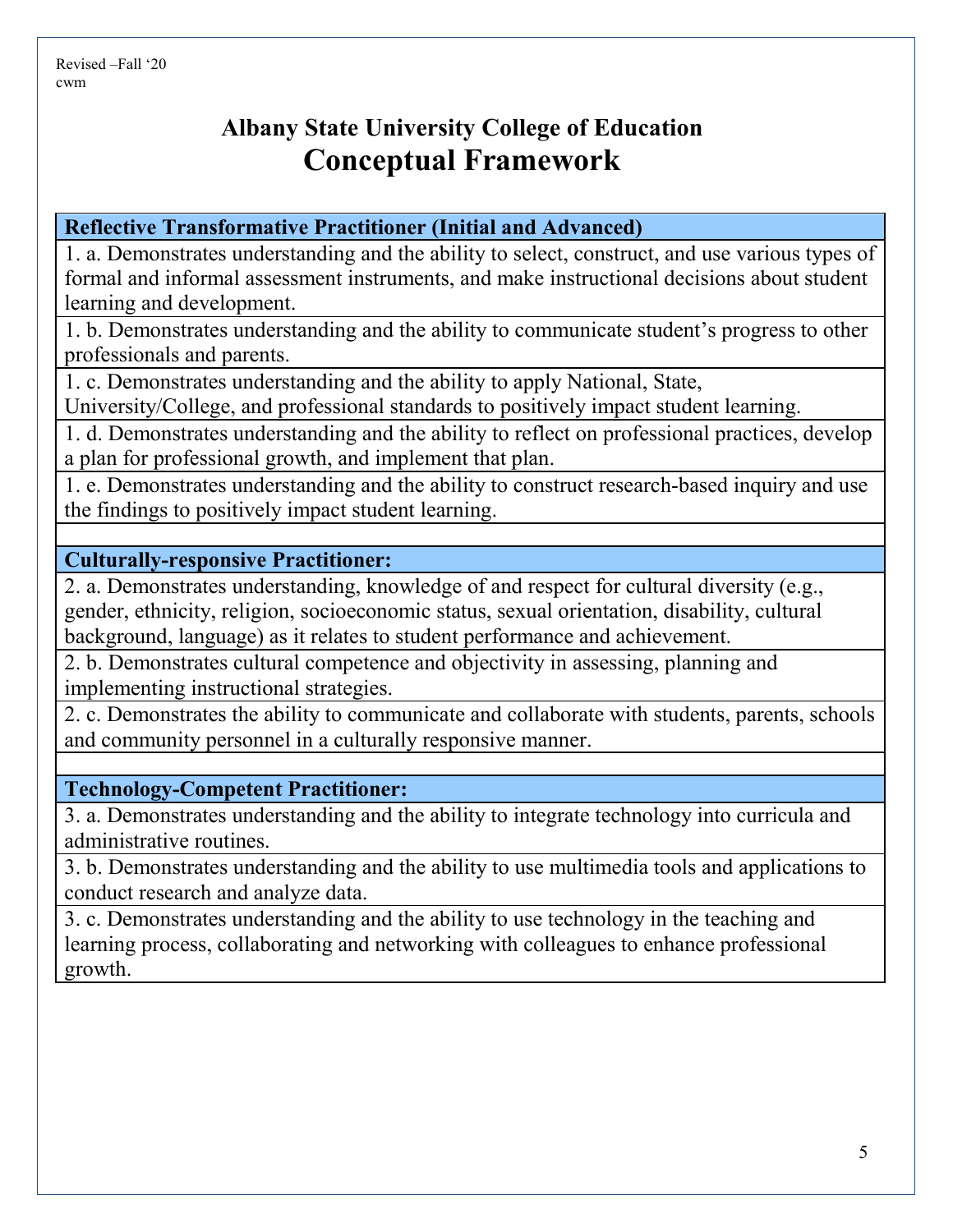Revised –Fall '20
cwm

# Albany State University College of Education
# Conceptual Framework

| **Reflective Transformative Practitioner (Initial and Advanced)** |
| --- |
| 1. a. Demonstrates understanding and the ability to select, construct, and use various types of formal and informal assessment instruments, and make instructional decisions about student learning and development. |
| 1. b. Demonstrates understanding and the ability to communicate student's progress to other professionals and parents. |
| 1. c. Demonstrates understanding and the ability to apply National, State, University/College, and professional standards to positively impact student learning. |
| 1. d. Demonstrates understanding and the ability to reflect on professional practices, develop a plan for professional growth, and implement that plan. |
| 1. e. Demonstrates understanding and the ability to construct research-based inquiry and use the findings to positively impact student learning. |
| |
| **Culturally-responsive Practitioner:** |
| 2. a. Demonstrates understanding, knowledge of and respect for cultural diversity (e.g., gender, ethnicity, religion, socioeconomic status, sexual orientation, disability, cultural background, language) as it relates to student performance and achievement. |
| 2. b. Demonstrates cultural competence and objectivity in assessing, planning and implementing instructional strategies. |
| 2. c. Demonstrates the ability to communicate and collaborate with students, parents, schools and community personnel in a culturally responsive manner. |
| |
| **Technology-Competent Practitioner:** |
| 3. a. Demonstrates understanding and the ability to integrate technology into curricula and administrative routines. |
| 3. b. Demonstrates understanding and the ability to use multimedia tools and applications to conduct research and analyze data. |
| 3. c. Demonstrates understanding and the ability to use technology in the teaching and learning process, collaborating and networking with colleagues to enhance professional growth. |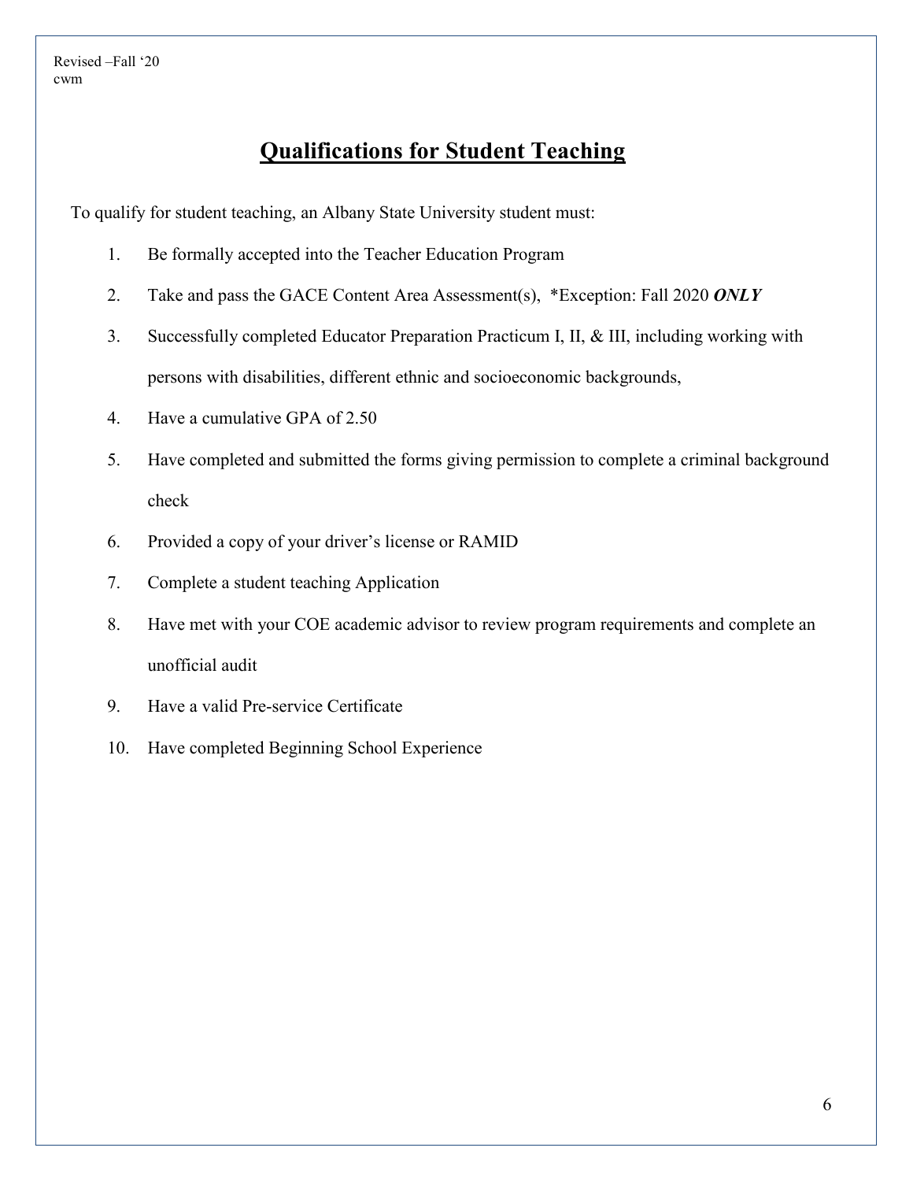Revised –Fall '20
cwm

# Qualifications for Student Teaching

To qualify for student teaching, an Albany State University student must:

1. Be formally accepted into the Teacher Education Program
2. Take and pass the GACE Content Area Assessment(s), *Exception: Fall 2020 ***ONLY***
3. Successfully completed Educator Preparation Practicum I, II, & III, including working with persons with disabilities, different ethnic and socioeconomic backgrounds,
4. Have a cumulative GPA of 2.50
5. Have completed and submitted the forms giving permission to complete a criminal background check
6. Provided a copy of your driver's license or RAMID
7. Complete a student teaching Application
8. Have met with your COE academic advisor to review program requirements and complete an unofficial audit
9. Have a valid Pre-service Certificate
10. Have completed Beginning School Experience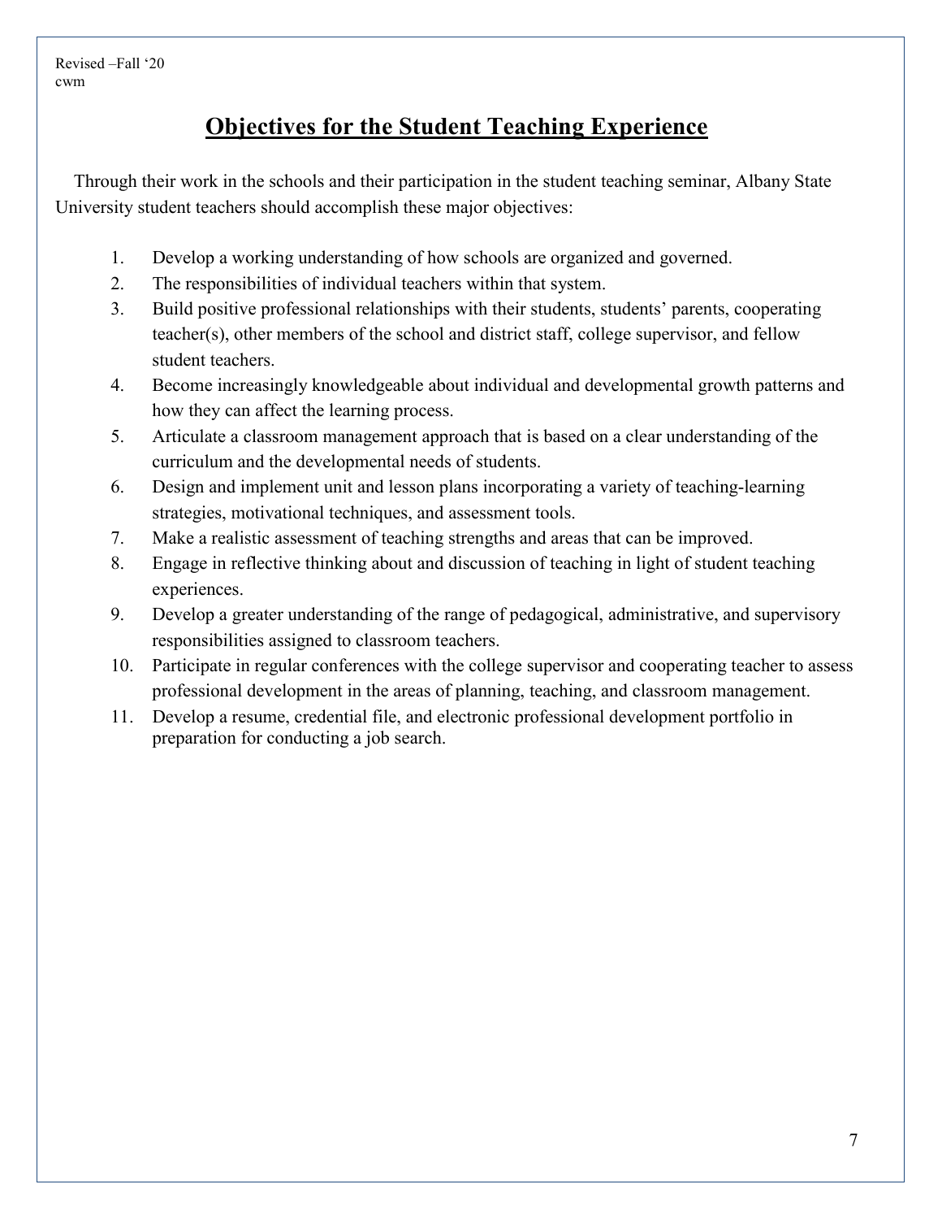Revised –Fall '20
cwm

# Objectives for the Student Teaching Experience

Through their work in the schools and their participation in the student teaching seminar, Albany State University student teachers should accomplish these major objectives:

1. Develop a working understanding of how schools are organized and governed.
2. The responsibilities of individual teachers within that system.
3. Build positive professional relationships with their students, students' parents, cooperating teacher(s), other members of the school and district staff, college supervisor, and fellow student teachers.
4. Become increasingly knowledgeable about individual and developmental growth patterns and how they can affect the learning process.
5. Articulate a classroom management approach that is based on a clear understanding of the curriculum and the developmental needs of students.
6. Design and implement unit and lesson plans incorporating a variety of teaching-learning strategies, motivational techniques, and assessment tools.
7. Make a realistic assessment of teaching strengths and areas that can be improved.
8. Engage in reflective thinking about and discussion of teaching in light of student teaching experiences.
9. Develop a greater understanding of the range of pedagogical, administrative, and supervisory responsibilities assigned to classroom teachers.
10. Participate in regular conferences with the college supervisor and cooperating teacher to assess professional development in the areas of planning, teaching, and classroom management.
11. Develop a resume, credential file, and electronic professional development portfolio in preparation for conducting a job search.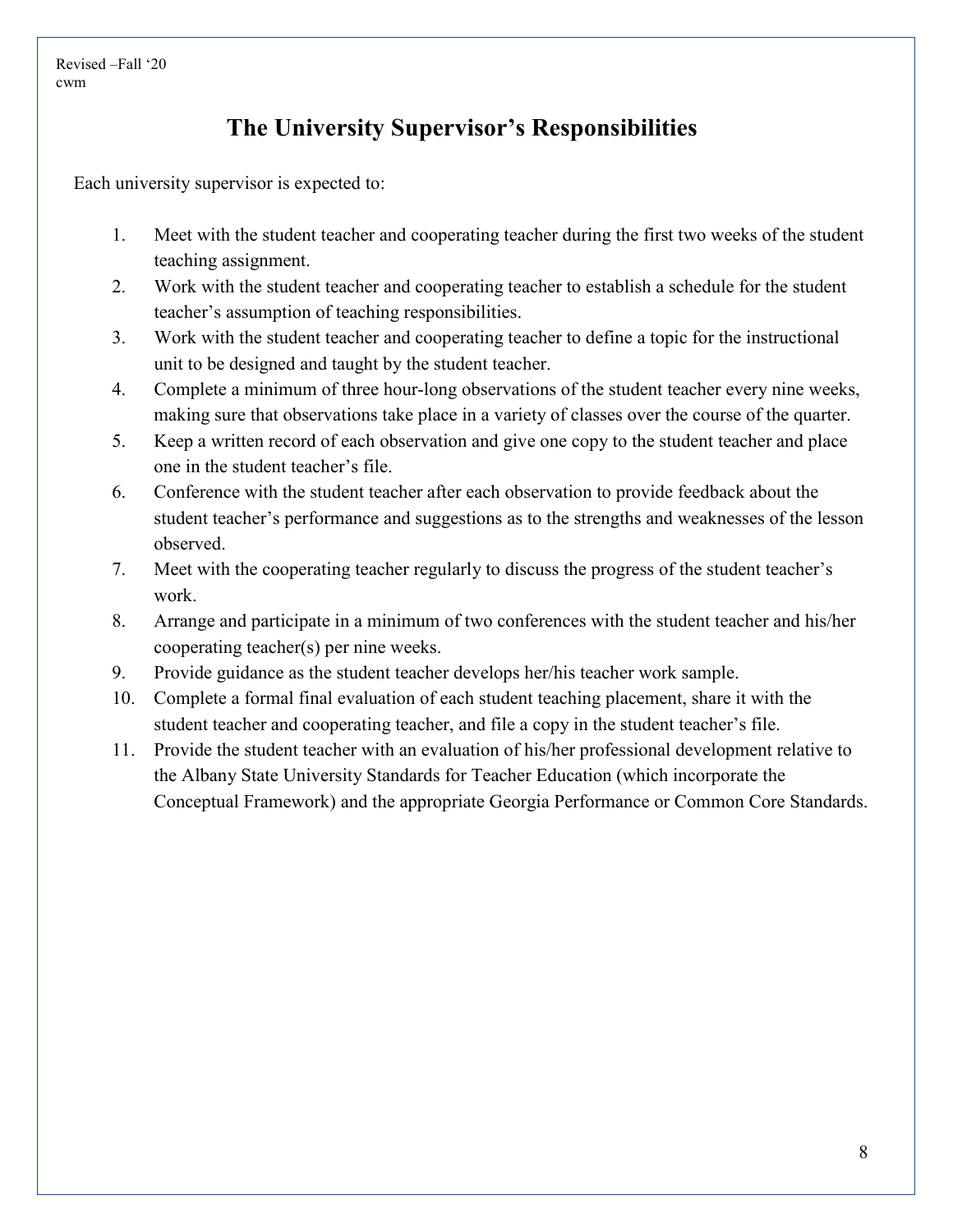# The University Supervisor's Responsibilities

Each university supervisor is expected to:

1. Meet with the student teacher and cooperating teacher during the first two weeks of the student teaching assignment.
2. Work with the student teacher and cooperating teacher to establish a schedule for the student teacher's assumption of teaching responsibilities.
3. Work with the student teacher and cooperating teacher to define a topic for the instructional unit to be designed and taught by the student teacher.
4. Complete a minimum of three hour-long observations of the student teacher every nine weeks, making sure that observations take place in a variety of classes over the course of the quarter.
5. Keep a written record of each observation and give one copy to the student teacher and place one in the student teacher's file.
6. Conference with the student teacher after each observation to provide feedback about the student teacher's performance and suggestions as to the strengths and weaknesses of the lesson observed.
7. Meet with the cooperating teacher regularly to discuss the progress of the student teacher's work.
8. Arrange and participate in a minimum of two conferences with the student teacher and his/her cooperating teacher(s) per nine weeks.
9. Provide guidance as the student teacher develops her/his teacher work sample.
10. Complete a formal final evaluation of each student teaching placement, share it with the student teacher and cooperating teacher, and file a copy in the student teacher's file.
11. Provide the student teacher with an evaluation of his/her professional development relative to the Albany State University Standards for Teacher Education (which incorporate the Conceptual Framework) and the appropriate Georgia Performance or Common Core Standards.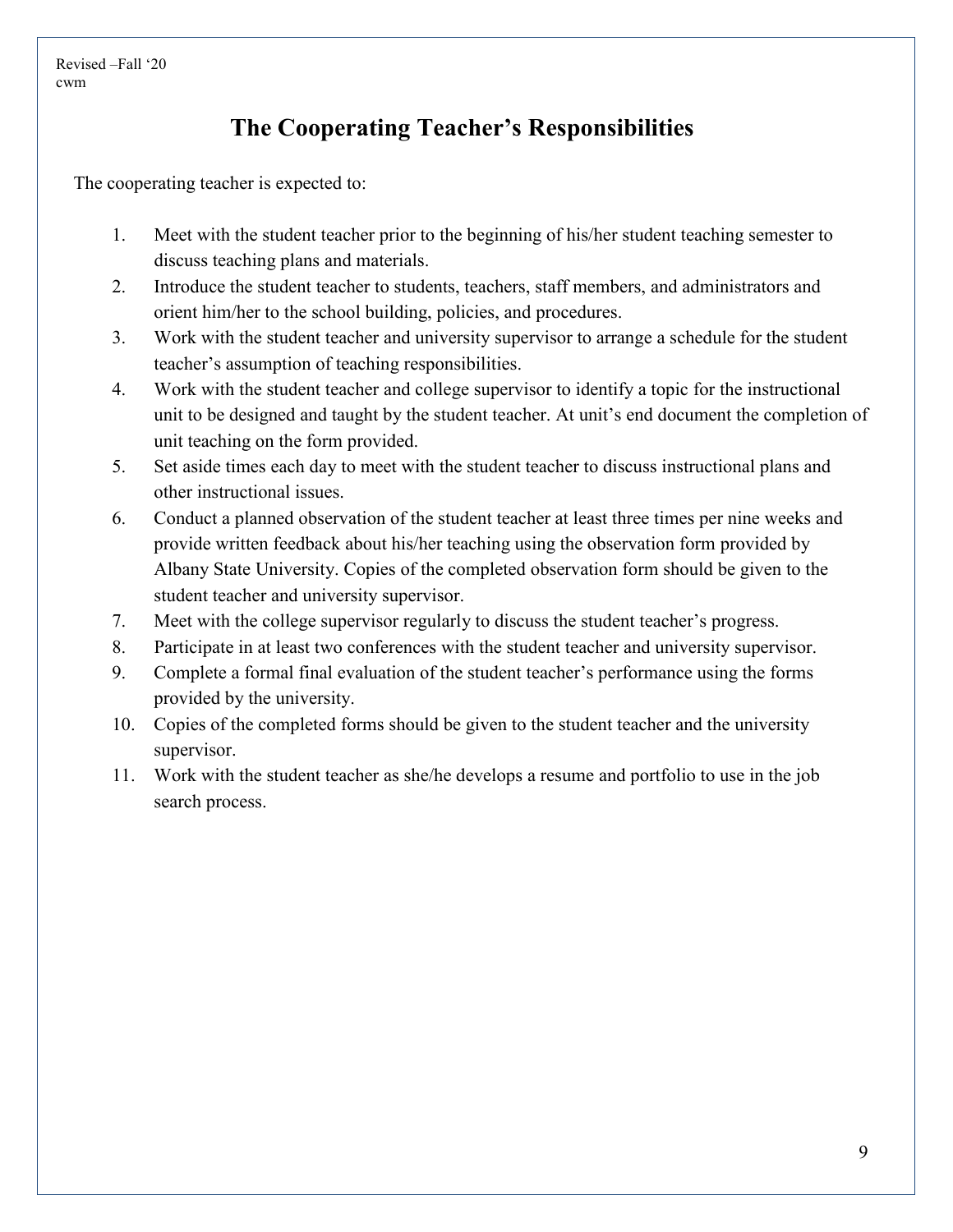# The Cooperating Teacher's Responsibilities

The cooperating teacher is expected to:

1. Meet with the student teacher prior to the beginning of his/her student teaching semester to discuss teaching plans and materials.
2. Introduce the student teacher to students, teachers, staff members, and administrators and orient him/her to the school building, policies, and procedures.
3. Work with the student teacher and university supervisor to arrange a schedule for the student teacher's assumption of teaching responsibilities.
4. Work with the student teacher and college supervisor to identify a topic for the instructional unit to be designed and taught by the student teacher. At unit's end document the completion of unit teaching on the form provided.
5. Set aside times each day to meet with the student teacher to discuss instructional plans and other instructional issues.
6. Conduct a planned observation of the student teacher at least three times per nine weeks and provide written feedback about his/her teaching using the observation form provided by Albany State University. Copies of the completed observation form should be given to the student teacher and university supervisor.
7. Meet with the college supervisor regularly to discuss the student teacher's progress.
8. Participate in at least two conferences with the student teacher and university supervisor.
9. Complete a formal final evaluation of the student teacher's performance using the forms provided by the university.
10. Copies of the completed forms should be given to the student teacher and the university supervisor.
11. Work with the student teacher as she/he develops a resume and portfolio to use in the job search process.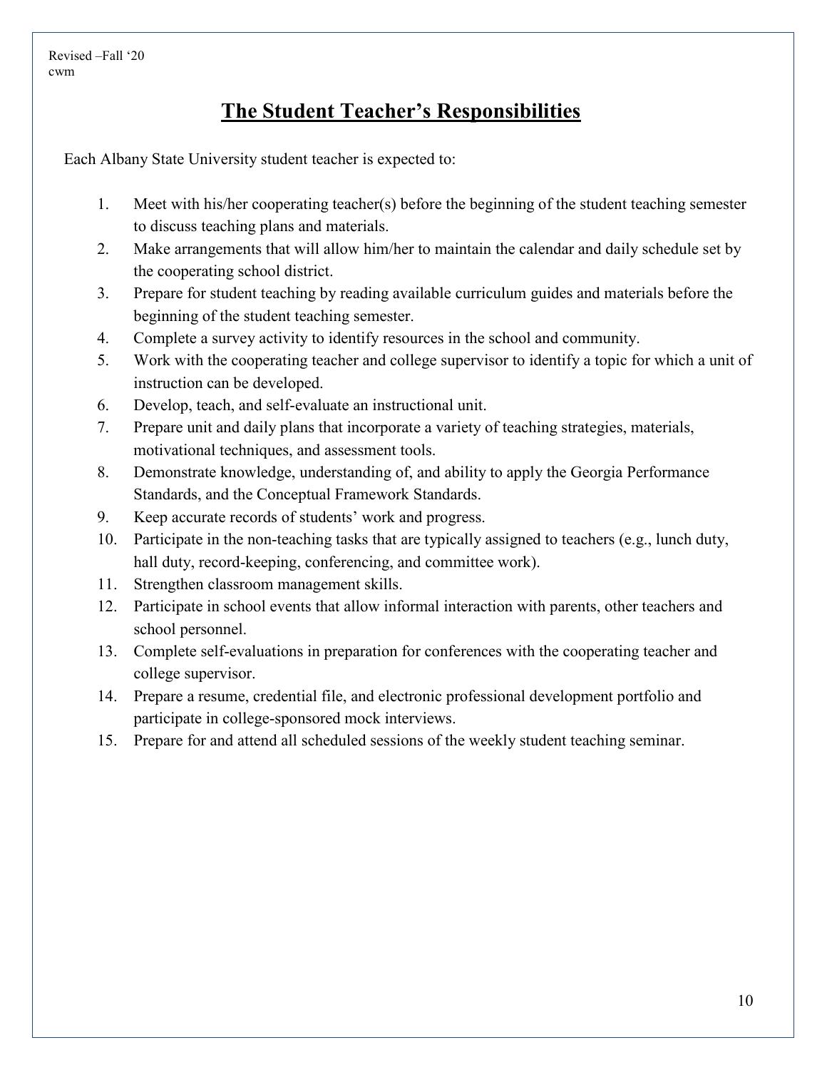Revised –Fall '20
cwm

# The Student Teacher's Responsibilities

Each Albany State University student teacher is expected to:

1. Meet with his/her cooperating teacher(s) before the beginning of the student teaching semester to discuss teaching plans and materials.
2. Make arrangements that will allow him/her to maintain the calendar and daily schedule set by the cooperating school district.
3. Prepare for student teaching by reading available curriculum guides and materials before the beginning of the student teaching semester.
4. Complete a survey activity to identify resources in the school and community.
5. Work with the cooperating teacher and college supervisor to identify a topic for which a unit of instruction can be developed.
6. Develop, teach, and self-evaluate an instructional unit.
7. Prepare unit and daily plans that incorporate a variety of teaching strategies, materials, motivational techniques, and assessment tools.
8. Demonstrate knowledge, understanding of, and ability to apply the Georgia Performance Standards, and the Conceptual Framework Standards.
9. Keep accurate records of students' work and progress.
10. Participate in the non-teaching tasks that are typically assigned to teachers (e.g., lunch duty, hall duty, record-keeping, conferencing, and committee work).
11. Strengthen classroom management skills.
12. Participate in school events that allow informal interaction with parents, other teachers and school personnel.
13. Complete self-evaluations in preparation for conferences with the cooperating teacher and college supervisor.
14. Prepare a resume, credential file, and electronic professional development portfolio and participate in college-sponsored mock interviews.
15. Prepare for and attend all scheduled sessions of the weekly student teaching seminar.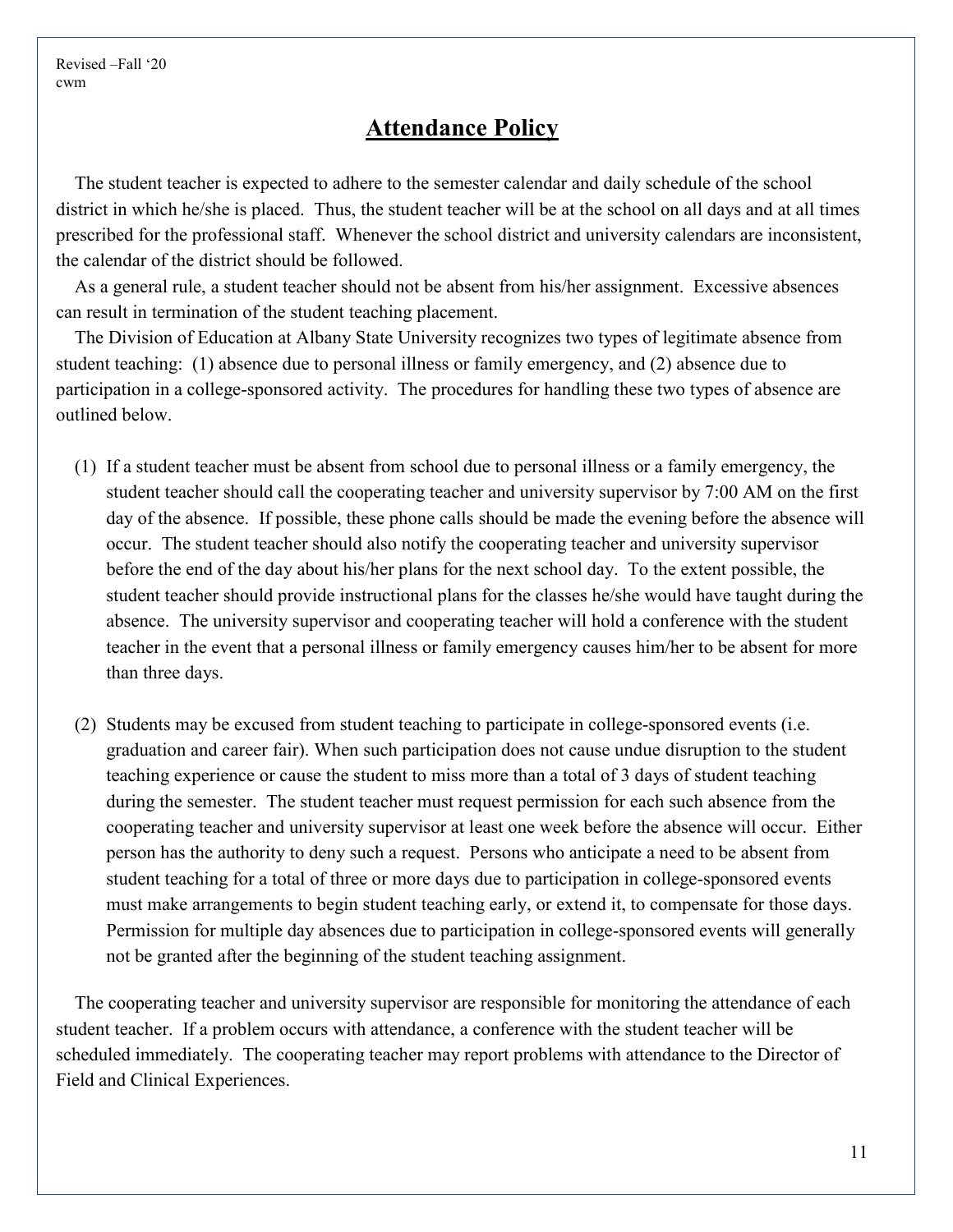Revised –Fall '20
cwm

# Attendance Policy

The student teacher is expected to adhere to the semester calendar and daily schedule of the school district in which he/she is placed. Thus, the student teacher will be at the school on all days and at all times prescribed for the professional staff. Whenever the school district and university calendars are inconsistent, the calendar of the district should be followed.

As a general rule, a student teacher should not be absent from his/her assignment. Excessive absences can result in termination of the student teaching placement.

The Division of Education at Albany State University recognizes two types of legitimate absence from student teaching: (1) absence due to personal illness or family emergency, and (2) absence due to participation in a college-sponsored activity. The procedures for handling these two types of absence are outlined below.

(1) If a student teacher must be absent from school due to personal illness or a family emergency, the student teacher should call the cooperating teacher and university supervisor by 7:00 AM on the first day of the absence. If possible, these phone calls should be made the evening before the absence will occur. The student teacher should also notify the cooperating teacher and university supervisor before the end of the day about his/her plans for the next school day. To the extent possible, the student teacher should provide instructional plans for the classes he/she would have taught during the absence. The university supervisor and cooperating teacher will hold a conference with the student teacher in the event that a personal illness or family emergency causes him/her to be absent for more than three days.

(2) Students may be excused from student teaching to participate in college-sponsored events (i.e. graduation and career fair). When such participation does not cause undue disruption to the student teaching experience or cause the student to miss more than a total of 3 days of student teaching during the semester. The student teacher must request permission for each such absence from the cooperating teacher and university supervisor at least one week before the absence will occur. Either person has the authority to deny such a request. Persons who anticipate a need to be absent from student teaching for a total of three or more days due to participation in college-sponsored events must make arrangements to begin student teaching early, or extend it, to compensate for those days. Permission for multiple day absences due to participation in college-sponsored events will generally not be granted after the beginning of the student teaching assignment.

The cooperating teacher and university supervisor are responsible for monitoring the attendance of each student teacher. If a problem occurs with attendance, a conference with the student teacher will be scheduled immediately. The cooperating teacher may report problems with attendance to the Director of Field and Clinical Experiences.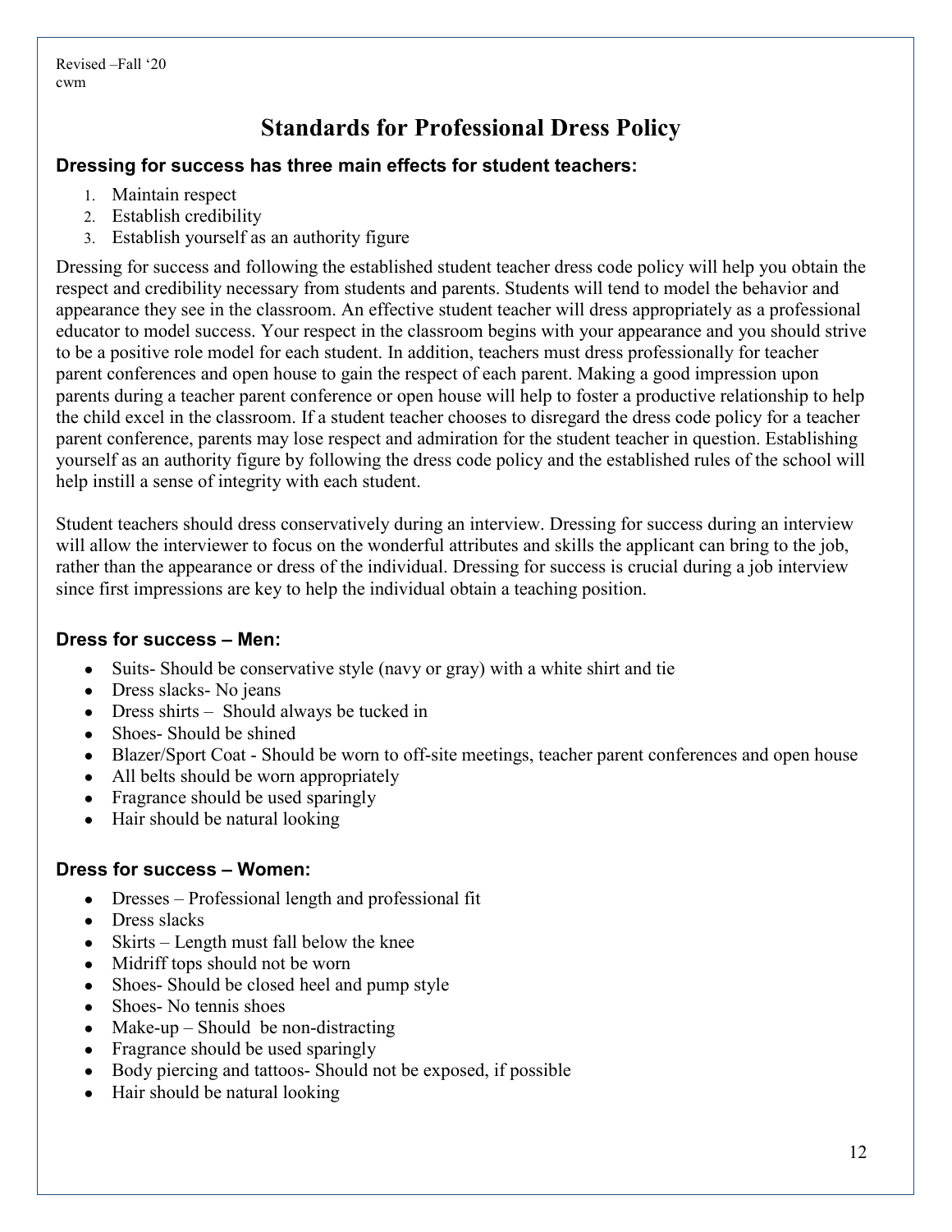Revised –Fall '20
cwm

# Standards for Professional Dress Policy

### Dressing for success has three main effects for student teachers:

1. Maintain respect
2. Establish credibility
3. Establish yourself as an authority figure

Dressing for success and following the established student teacher dress code policy will help you obtain the respect and credibility necessary from students and parents. Students will tend to model the behavior and appearance they see in the classroom. An effective student teacher will dress appropriately as a professional educator to model success. Your respect in the classroom begins with your appearance and you should strive to be a positive role model for each student. In addition, teachers must dress professionally for teacher parent conferences and open house to gain the respect of each parent. Making a good impression upon parents during a teacher parent conference or open house will help to foster a productive relationship to help the child excel in the classroom. If a student teacher chooses to disregard the dress code policy for a teacher parent conference, parents may lose respect and admiration for the student teacher in question. Establishing yourself as an authority figure by following the dress code policy and the established rules of the school will help instill a sense of integrity with each student.

Student teachers should dress conservatively during an interview. Dressing for success during an interview will allow the interviewer to focus on the wonderful attributes and skills the applicant can bring to the job, rather than the appearance or dress of the individual. Dressing for success is crucial during a job interview since first impressions are key to help the individual obtain a teaching position.

### Dress for success – Men:

- Suits- Should be conservative style (navy or gray) with a white shirt and tie
- Dress slacks- No jeans
- Dress shirts – Should always be tucked in
- Shoes- Should be shined
- Blazer/Sport Coat - Should be worn to off-site meetings, teacher parent conferences and open house
- All belts should be worn appropriately
- Fragrance should be used sparingly
- Hair should be natural looking

### Dress for success – Women:

- Dresses – Professional length and professional fit
- Dress slacks
- Skirts – Length must fall below the knee
- Midriff tops should not be worn
- Shoes- Should be closed heel and pump style
- Shoes- No tennis shoes
- Make-up – Should be non-distracting
- Fragrance should be used sparingly
- Body piercing and tattoos- Should not be exposed, if possible
- Hair should be natural looking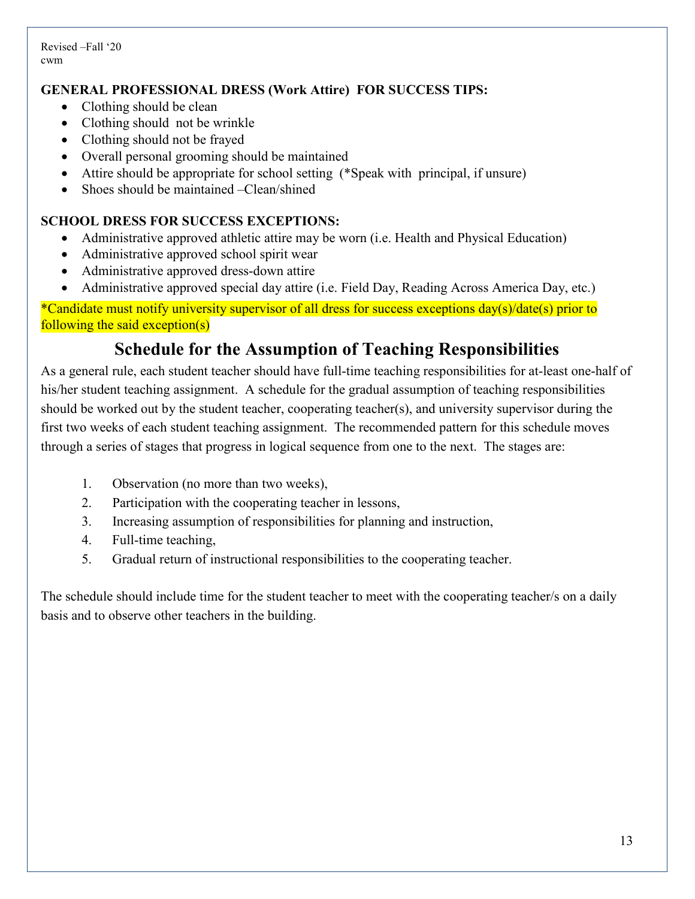Revised –Fall '20
cwm

**GENERAL PROFESSIONAL DRESS (Work Attire) FOR SUCCESS TIPS:**

- Clothing should be clean
- Clothing should not be wrinkle
- Clothing should not be frayed
- Overall personal grooming should be maintained
- Attire should be appropriate for school setting (*Speak with principal, if unsure)
- Shoes should be maintained –Clean/shined

**SCHOOL DRESS FOR SUCCESS EXCEPTIONS:**

- Administrative approved athletic attire may be worn (i.e. Health and Physical Education)
- Administrative approved school spirit wear
- Administrative approved dress-down attire
- Administrative approved special day attire (i.e. Field Day, Reading Across America Day, etc.)

*Candidate must notify university supervisor of all dress for success exceptions day(s)/date(s) prior to following the said exception(s)

## Schedule for the Assumption of Teaching Responsibilities

As a general rule, each student teacher should have full-time teaching responsibilities for at-least one-half of his/her student teaching assignment. A schedule for the gradual assumption of teaching responsibilities should be worked out by the student teacher, cooperating teacher(s), and university supervisor during the first two weeks of each student teaching assignment. The recommended pattern for this schedule moves through a series of stages that progress in logical sequence from one to the next. The stages are:

1. Observation (no more than two weeks),
2. Participation with the cooperating teacher in lessons,
3. Increasing assumption of responsibilities for planning and instruction,
4. Full-time teaching,
5. Gradual return of instructional responsibilities to the cooperating teacher.

The schedule should include time for the student teacher to meet with the cooperating teacher/s on a daily basis and to observe other teachers in the building.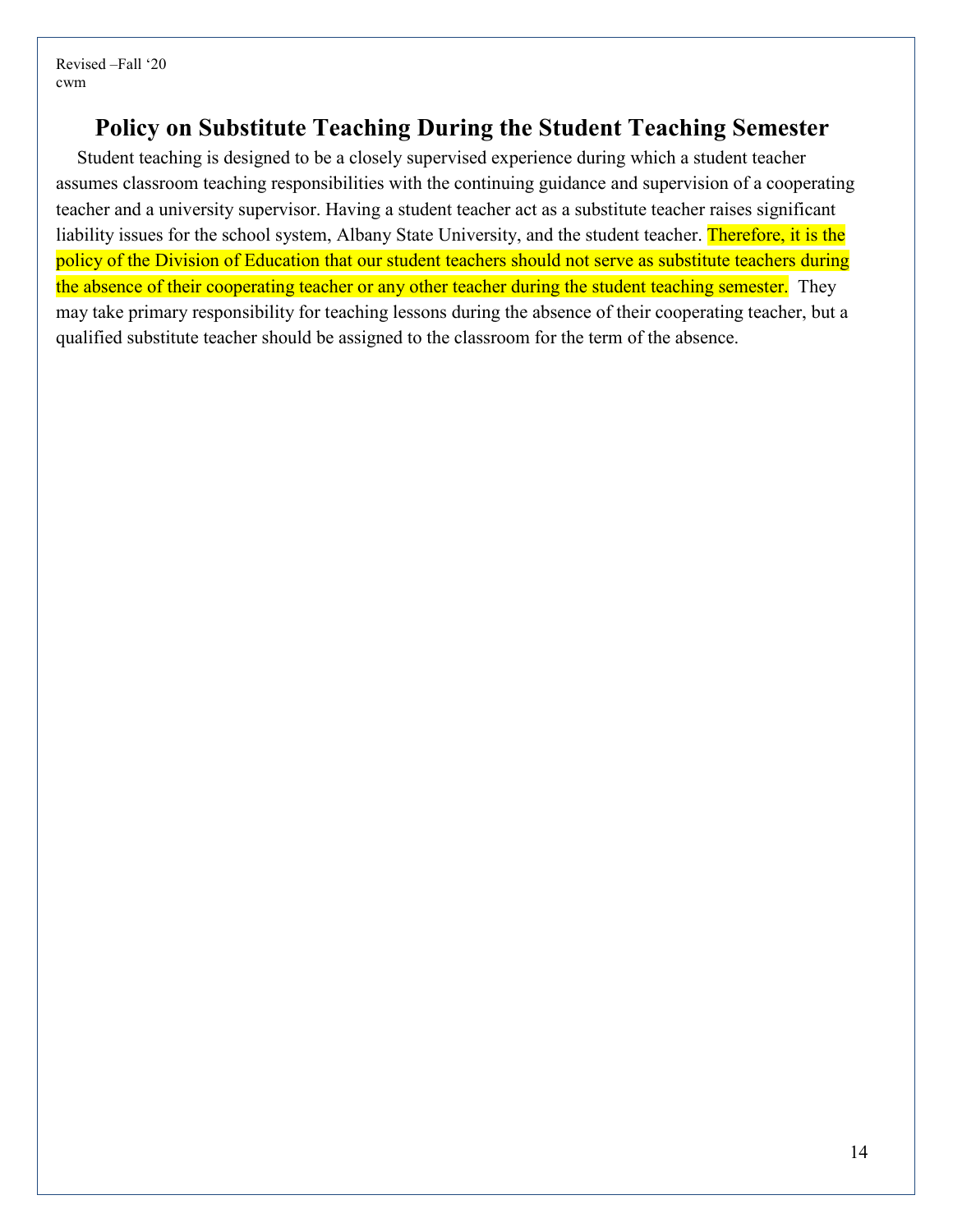Revised –Fall '20
cwm

# Policy on Substitute Teaching During the Student Teaching Semester

Student teaching is designed to be a closely supervised experience during which a student teacher assumes classroom teaching responsibilities with the continuing guidance and supervision of a cooperating teacher and a university supervisor. Having a student teacher act as a substitute teacher raises significant liability issues for the school system, Albany State University, and the student teacher. Therefore, it is the policy of the Division of Education that our student teachers should not serve as substitute teachers during the absence of their cooperating teacher or any other teacher during the student teaching semester. They may take primary responsibility for teaching lessons during the absence of their cooperating teacher, but a qualified substitute teacher should be assigned to the classroom for the term of the absence.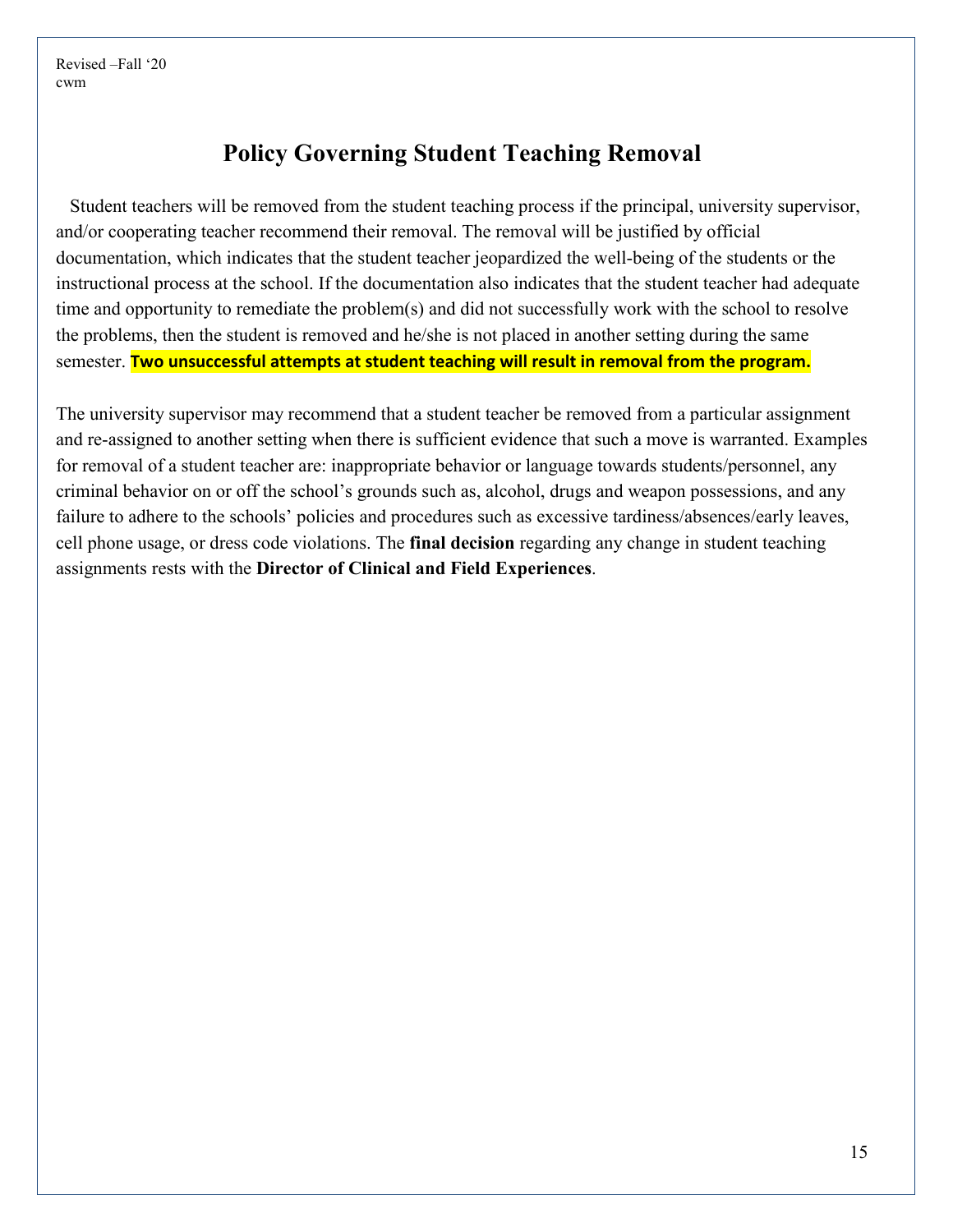Revised –Fall ‘20
cwm

# Policy Governing Student Teaching Removal

Student teachers will be removed from the student teaching process if the principal, university supervisor, and/or cooperating teacher recommend their removal. The removal will be justified by official documentation, which indicates that the student teacher jeopardized the well-being of the students or the instructional process at the school. If the documentation also indicates that the student teacher had adequate time and opportunity to remediate the problem(s) and did not successfully work with the school to resolve the problems, then the student is removed and he/she is not placed in another setting during the same semester. **Two unsuccessful attempts at student teaching will result in removal from the program.**

The university supervisor may recommend that a student teacher be removed from a particular assignment and re-assigned to another setting when there is sufficient evidence that such a move is warranted. Examples for removal of a student teacher are: inappropriate behavior or language towards students/personnel, any criminal behavior on or off the school’s grounds such as, alcohol, drugs and weapon possessions, and any failure to adhere to the schools’ policies and procedures such as excessive tardiness/absences/early leaves, cell phone usage, or dress code violations. The **final decision** regarding any change in student teaching assignments rests with the **Director of Clinical and Field Experiences**.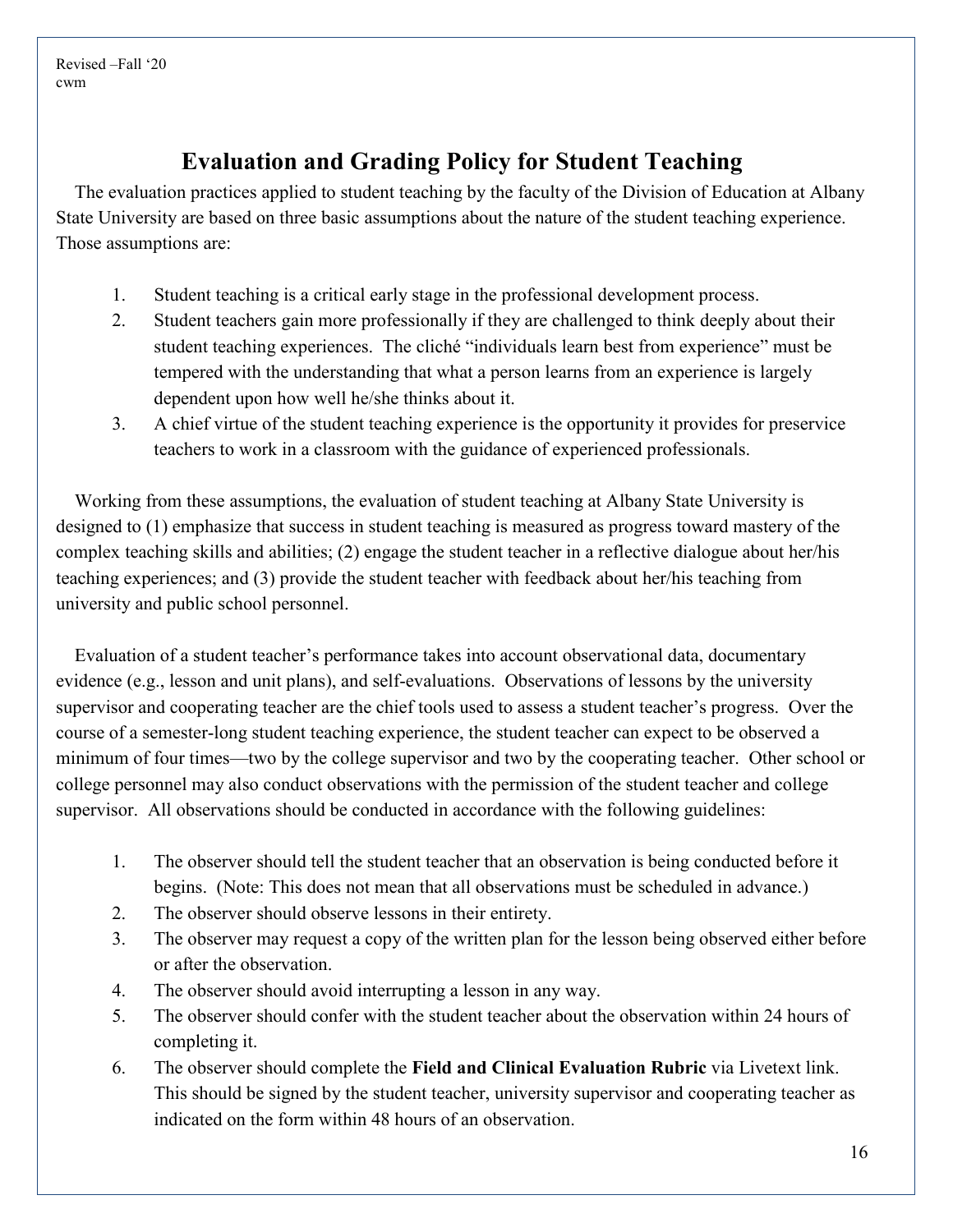Revised –Fall '20
cwm

# Evaluation and Grading Policy for Student Teaching

The evaluation practices applied to student teaching by the faculty of the Division of Education at Albany State University are based on three basic assumptions about the nature of the student teaching experience. Those assumptions are:

1. Student teaching is a critical early stage in the professional development process.
2. Student teachers gain more professionally if they are challenged to think deeply about their student teaching experiences. The cliché "individuals learn best from experience" must be tempered with the understanding that what a person learns from an experience is largely dependent upon how well he/she thinks about it.
3. A chief virtue of the student teaching experience is the opportunity it provides for preservice teachers to work in a classroom with the guidance of experienced professionals.

Working from these assumptions, the evaluation of student teaching at Albany State University is designed to (1) emphasize that success in student teaching is measured as progress toward mastery of the complex teaching skills and abilities; (2) engage the student teacher in a reflective dialogue about her/his teaching experiences; and (3) provide the student teacher with feedback about her/his teaching from university and public school personnel.

Evaluation of a student teacher's performance takes into account observational data, documentary evidence (e.g., lesson and unit plans), and self-evaluations. Observations of lessons by the university supervisor and cooperating teacher are the chief tools used to assess a student teacher's progress. Over the course of a semester-long student teaching experience, the student teacher can expect to be observed a minimum of four times—two by the college supervisor and two by the cooperating teacher. Other school or college personnel may also conduct observations with the permission of the student teacher and college supervisor. All observations should be conducted in accordance with the following guidelines:

1. The observer should tell the student teacher that an observation is being conducted before it begins. (Note: This does not mean that all observations must be scheduled in advance.)
2. The observer should observe lessons in their entirety.
3. The observer may request a copy of the written plan for the lesson being observed either before or after the observation.
4. The observer should avoid interrupting a lesson in any way.
5. The observer should confer with the student teacher about the observation within 24 hours of completing it.
6. The observer should complete the **Field and Clinical Evaluation Rubric** via Livetext link. This should be signed by the student teacher, university supervisor and cooperating teacher as indicated on the form within 48 hours of an observation.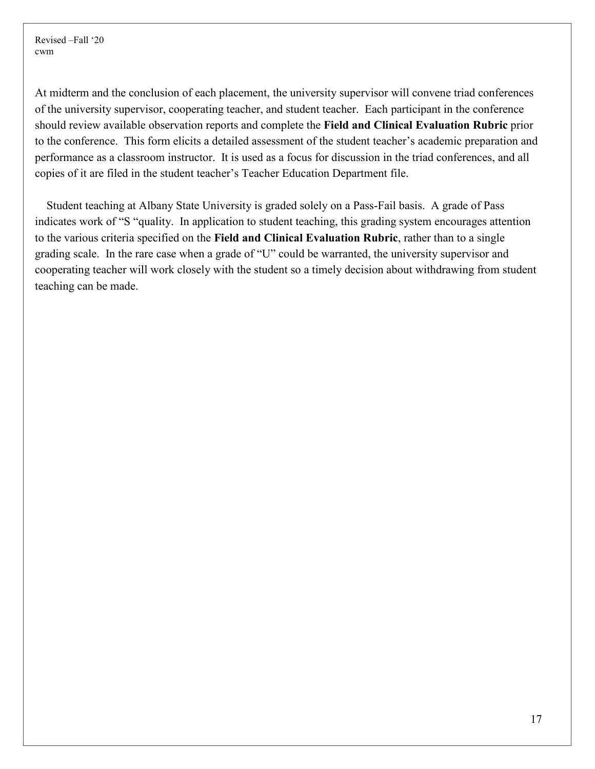At midterm and the conclusion of each placement, the university supervisor will convene triad conferences of the university supervisor, cooperating teacher, and student teacher. Each participant in the conference should review available observation reports and complete the **Field and Clinical Evaluation Rubric** prior to the conference. This form elicits a detailed assessment of the student teacher's academic preparation and performance as a classroom instructor. It is used as a focus for discussion in the triad conferences, and all copies of it are filed in the student teacher's Teacher Education Department file.

Student teaching at Albany State University is graded solely on a Pass-Fail basis. A grade of Pass indicates work of "S "quality. In application to student teaching, this grading system encourages attention to the various criteria specified on the **Field and Clinical Evaluation Rubric**, rather than to a single grading scale. In the rare case when a grade of "U" could be warranted, the university supervisor and cooperating teacher will work closely with the student so a timely decision about withdrawing from student teaching can be made.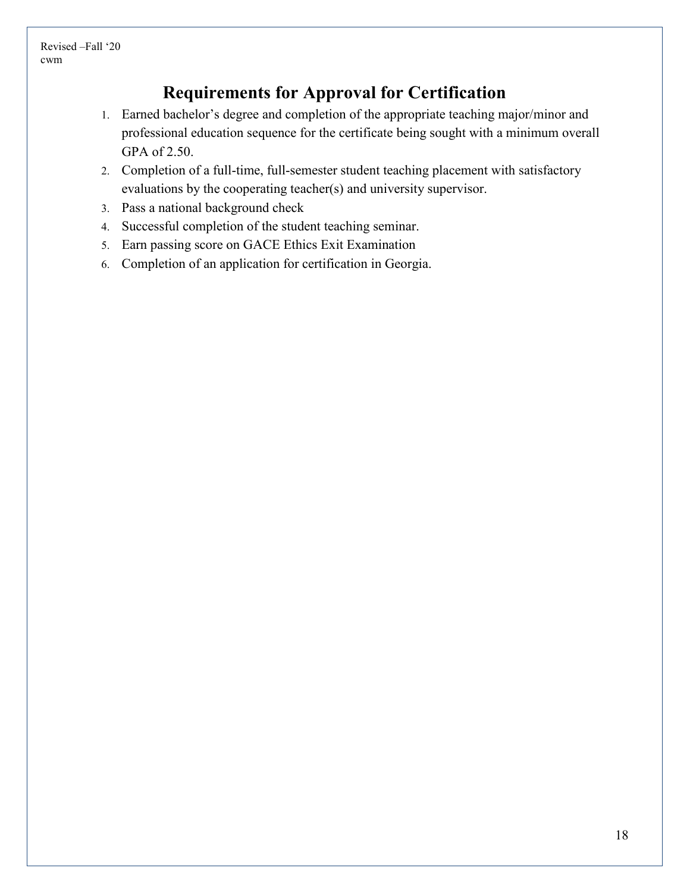Revised –Fall '20
cwm

# Requirements for Approval for Certification

1. Earned bachelor's degree and completion of the appropriate teaching major/minor and professional education sequence for the certificate being sought with a minimum overall GPA of 2.50.
2. Completion of a full-time, full-semester student teaching placement with satisfactory evaluations by the cooperating teacher(s) and university supervisor.
3. Pass a national background check
4. Successful completion of the student teaching seminar.
5. Earn passing score on GACE Ethics Exit Examination
6. Completion of an application for certification in Georgia.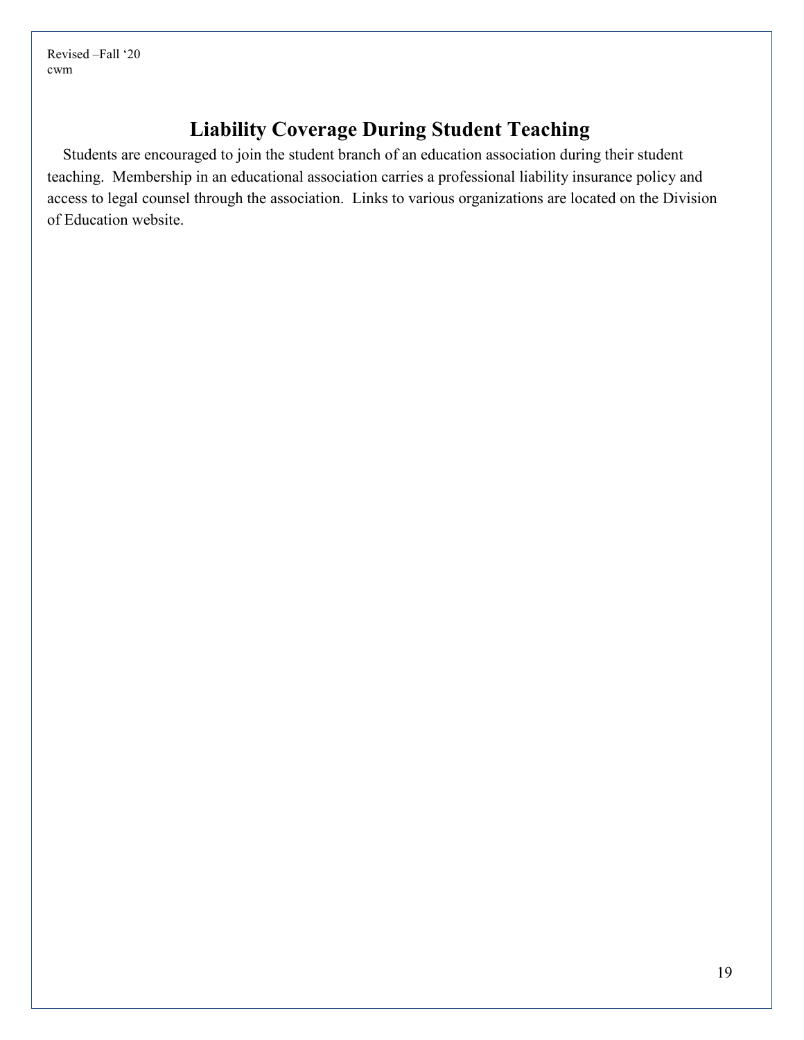Revised –Fall '20
cwm

# Liability Coverage During Student Teaching

Students are encouraged to join the student branch of an education association during their student teaching. Membership in an educational association carries a professional liability insurance policy and access to legal counsel through the association. Links to various organizations are located on the Division of Education website.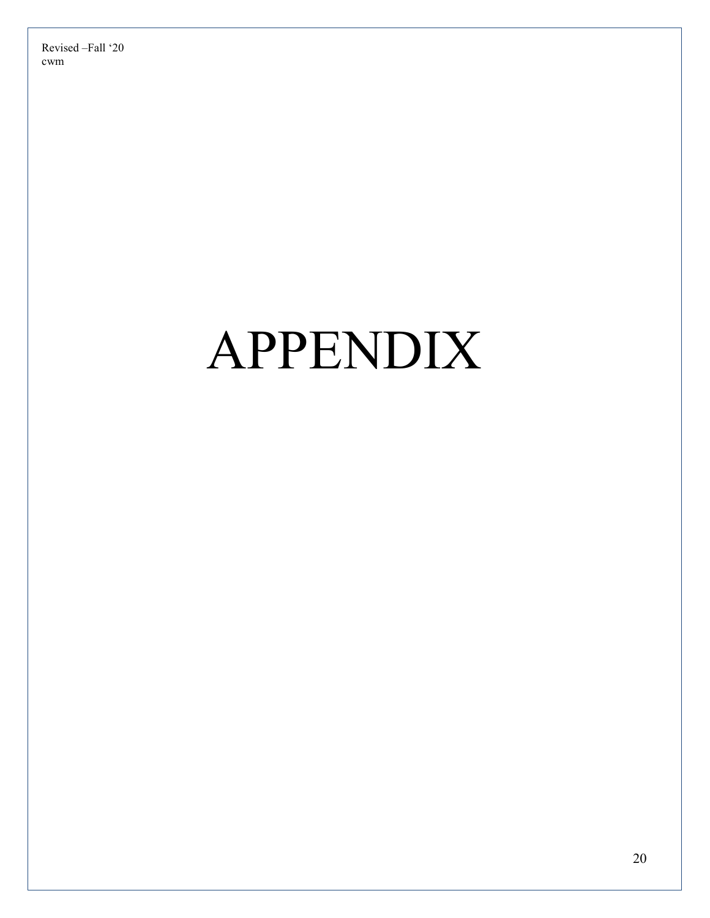# APPENDIX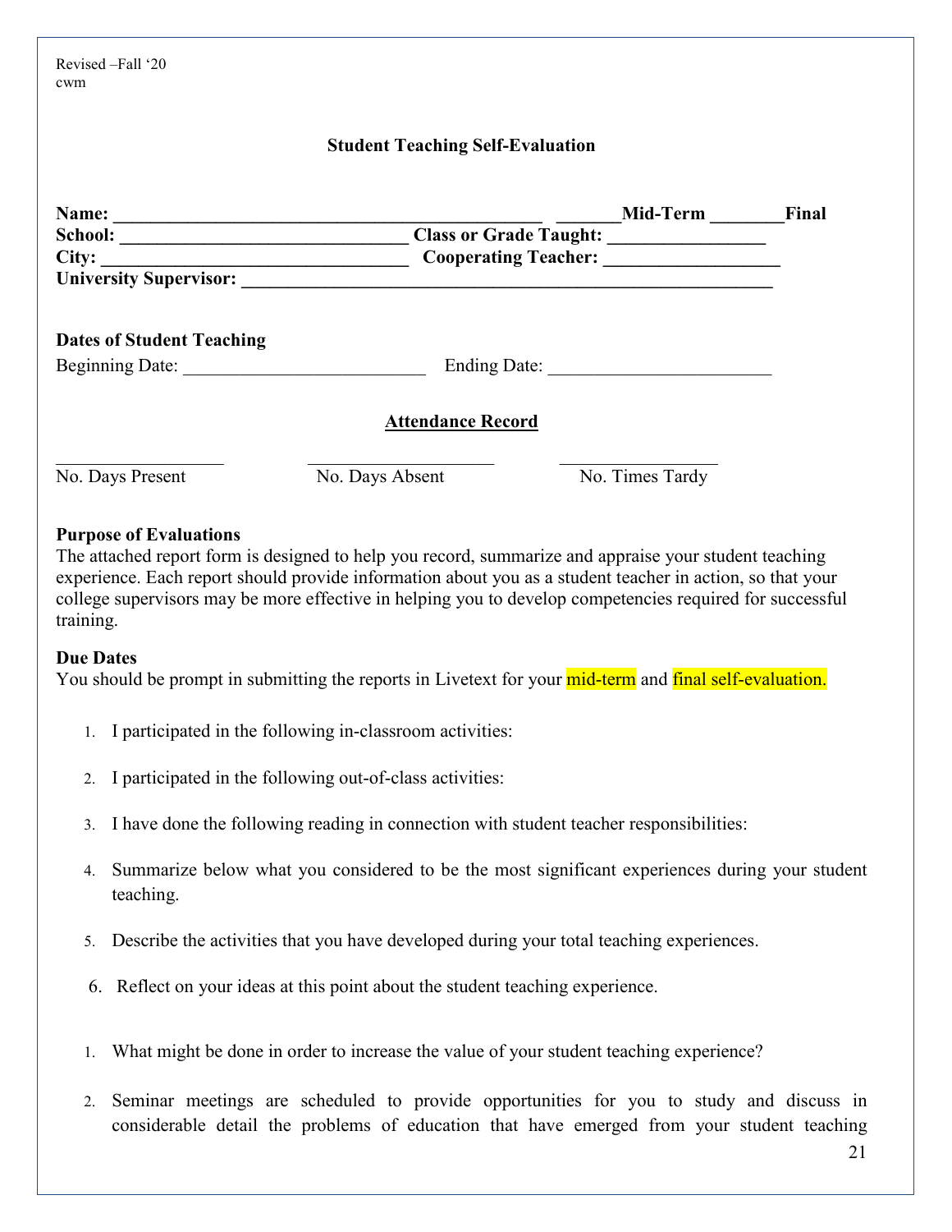Revised –Fall '20
cwm

## Student Teaching Self-Evaluation

**Name: \_\_\_\_\_\_\_\_\_\_\_\_\_\_\_\_\_\_\_\_\_\_\_\_\_\_\_\_\_\_\_\_\_\_\_\_\_\_\_\_\_\_\_\_\_\_ \_\_\_\_\_\_\_Mid-Term \_\_\_\_\_\_\_\_Final**
**School: \_\_\_\_\_\_\_\_\_\_\_\_\_\_\_\_\_\_\_\_\_\_\_\_\_\_\_\_\_\_\_ Class or Grade Taught: \_\_\_\_\_\_\_\_\_\_\_\_\_\_\_\_\_**
**City: \_\_\_\_\_\_\_\_\_\_\_\_\_\_\_\_\_\_\_\_\_\_\_\_\_\_\_\_\_\_\_\_\_\_ Cooperating Teacher: \_\_\_\_\_\_\_\_\_\_\_\_\_\_\_\_\_\_\_**
**University Supervisor: \_\_\_\_\_\_\_\_\_\_\_\_\_\_\_\_\_\_\_\_\_\_\_\_\_\_\_\_\_\_\_\_\_\_\_\_\_\_\_\_\_\_\_\_\_\_\_\_\_\_\_\_\_\_\_\_\_\_\_\_**

**Dates of Student Teaching**

Beginning Date: \_\_\_\_\_\_\_\_\_\_\_\_\_\_\_\_\_\_\_\_\_\_\_\_\_\_ Ending Date: \_\_\_\_\_\_\_\_\_\_\_\_\_\_\_\_\_\_\_\_\_\_\_\_

### Attendance Record

\_\_\_\_\_\_\_\_\_\_\_\_\_\_\_\_\_\_ \_\_\_\_\_\_\_\_\_\_\_\_\_\_\_\_\_\_\_\_ \_\_\_\_\_\_\_\_\_\_\_\_\_\_\_\_\_
No. Days Present No. Days Absent No. Times Tardy

**Purpose of Evaluations**
The attached report form is designed to help you record, summarize and appraise your student teaching experience. Each report should provide information about you as a student teacher in action, so that your college supervisors may be more effective in helping you to develop competencies required for successful training.

**Due Dates**
You should be prompt in submitting the reports in Livetext for your mid-term and final self-evaluation.

1. I participated in the following in-classroom activities:
2. I participated in the following out-of-class activities:
3. I have done the following reading in connection with student teacher responsibilities:
4. Summarize below what you considered to be the most significant experiences during your student teaching.
5. Describe the activities that you have developed during your total teaching experiences.
6. Reflect on your ideas at this point about the student teaching experience.

1. What might be done in order to increase the value of your student teaching experience?
2. Seminar meetings are scheduled to provide opportunities for you to study and discuss in considerable detail the problems of education that have emerged from your student teaching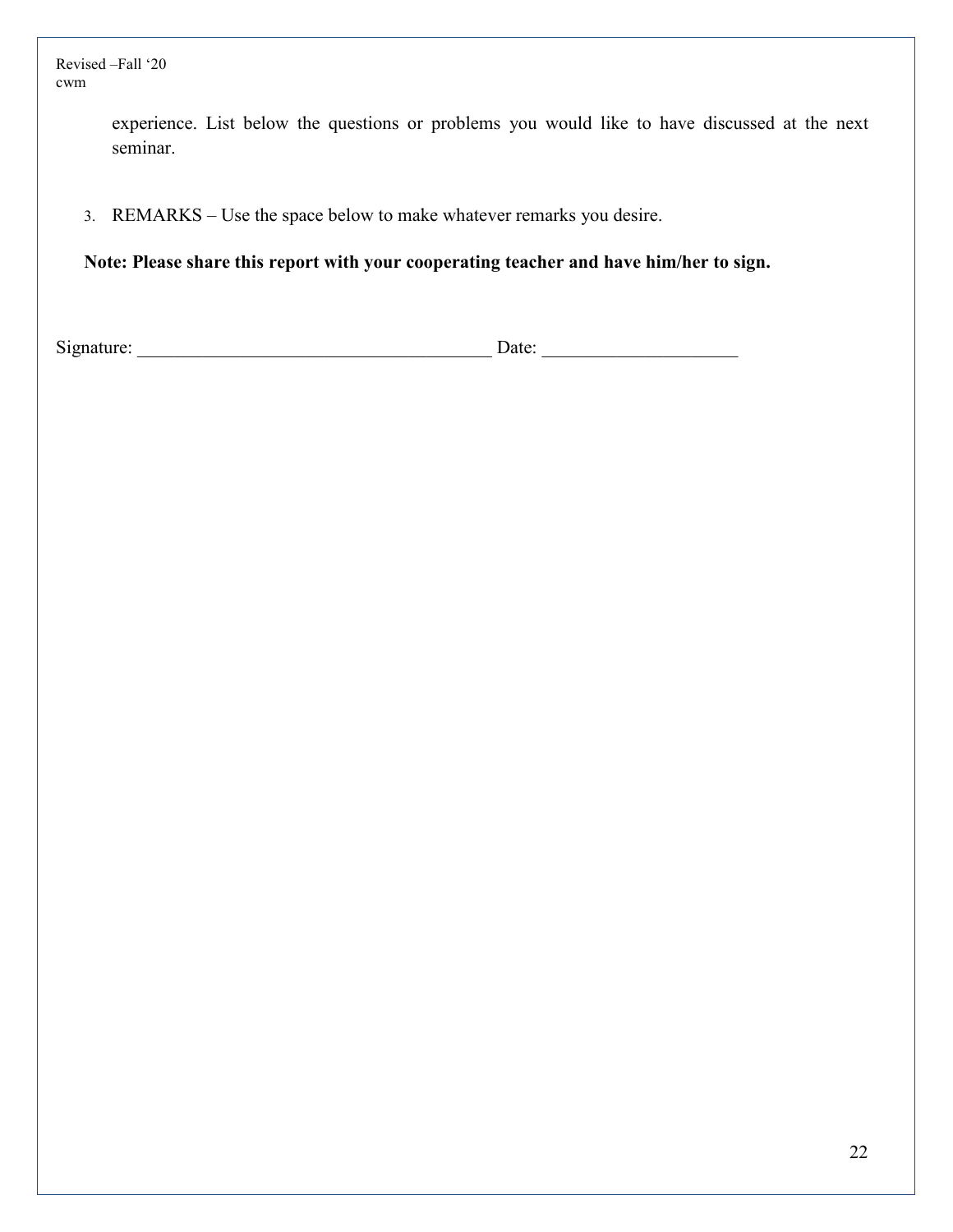experience. List below the questions or problems you would like to have discussed at the next seminar.

3. REMARKS – Use the space below to make whatever remarks you desire.

**Note: Please share this report with your cooperating teacher and have him/her to sign.**

Signature: ______________________________________ Date: _____________________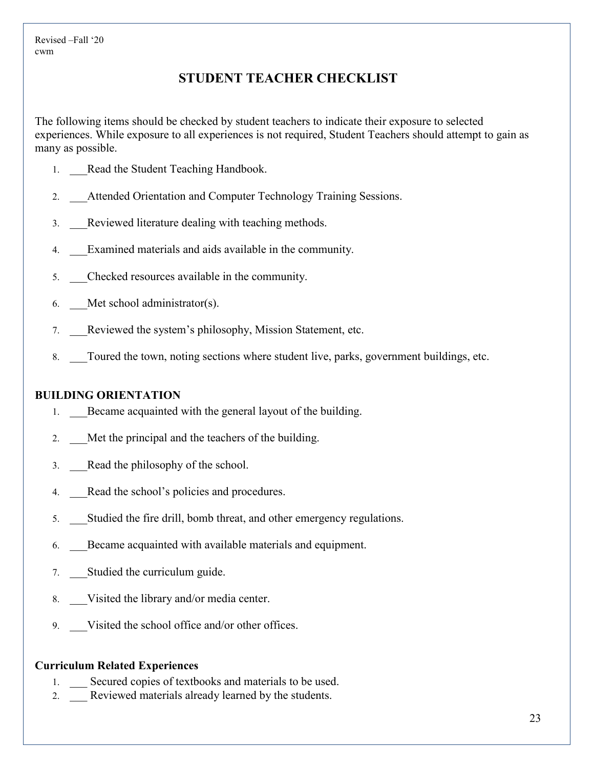Revised –Fall '20
cwm

# STUDENT TEACHER CHECKLIST

The following items should be checked by student teachers to indicate their exposure to selected experiences. While exposure to all experiences is not required, Student Teachers should attempt to gain as many as possible.

1. ___Read the Student Teaching Handbook.
2. ___Attended Orientation and Computer Technology Training Sessions.
3. ___Reviewed literature dealing with teaching methods.
4. ___Examined materials and aids available in the community.
5. ___Checked resources available in the community.
6. ___Met school administrator(s).
7. ___Reviewed the system's philosophy, Mission Statement, etc.
8. ___Toured the town, noting sections where student live, parks, government buildings, etc.

## BUILDING ORIENTATION

1. ___Became acquainted with the general layout of the building.
2. ___Met the principal and the teachers of the building.
3. ___Read the philosophy of the school.
4. ___Read the school's policies and procedures.
5. ___Studied the fire drill, bomb threat, and other emergency regulations.
6. ___Became acquainted with available materials and equipment.
7. ___Studied the curriculum guide.
8. ___Visited the library and/or media center.
9. ___Visited the school office and/or other offices.

## Curriculum Related Experiences

1. ___ Secured copies of textbooks and materials to be used.
2. ___ Reviewed materials already learned by the students.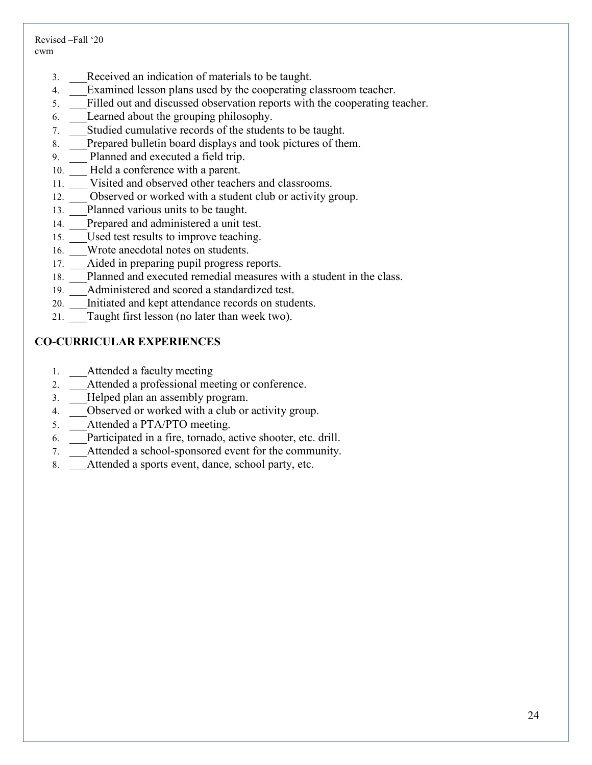3. ___Received an indication of materials to be taught.
4. ___Examined lesson plans used by the cooperating classroom teacher.
5. ___Filled out and discussed observation reports with the cooperating teacher.
6. ___Learned about the grouping philosophy.
7. ___Studied cumulative records of the students to be taught.
8. ___Prepared bulletin board displays and took pictures of them.
9. ___ Planned and executed a field trip.
10. ___ Held a conference with a parent.
11. ___ Visited and observed other teachers and classrooms.
12. ___ Observed or worked with a student club or activity group.
13. ___Planned various units to be taught.
14. ___Prepared and administered a unit test.
15. ___Used test results to improve teaching.
16. ___Wrote anecdotal notes on students.
17. ___Aided in preparing pupil progress reports.
18. ___Planned and executed remedial measures with a student in the class.
19. ___Administered and scored a standardized test.
20. ___Initiated and kept attendance records on students.
21. ___Taught first lesson (no later than week two).

**CO-CURRICULAR EXPERIENCES**

1. ___Attended a faculty meeting
2. ___Attended a professional meeting or conference.
3. ___Helped plan an assembly program.
4. ___Observed or worked with a club or activity group.
5. ___Attended a PTA/PTO meeting.
6. ___Participated in a fire, tornado, active shooter, etc. drill.
7. ___Attended a school-sponsored event for the community.
8. ___Attended a sports event, dance, school party, etc.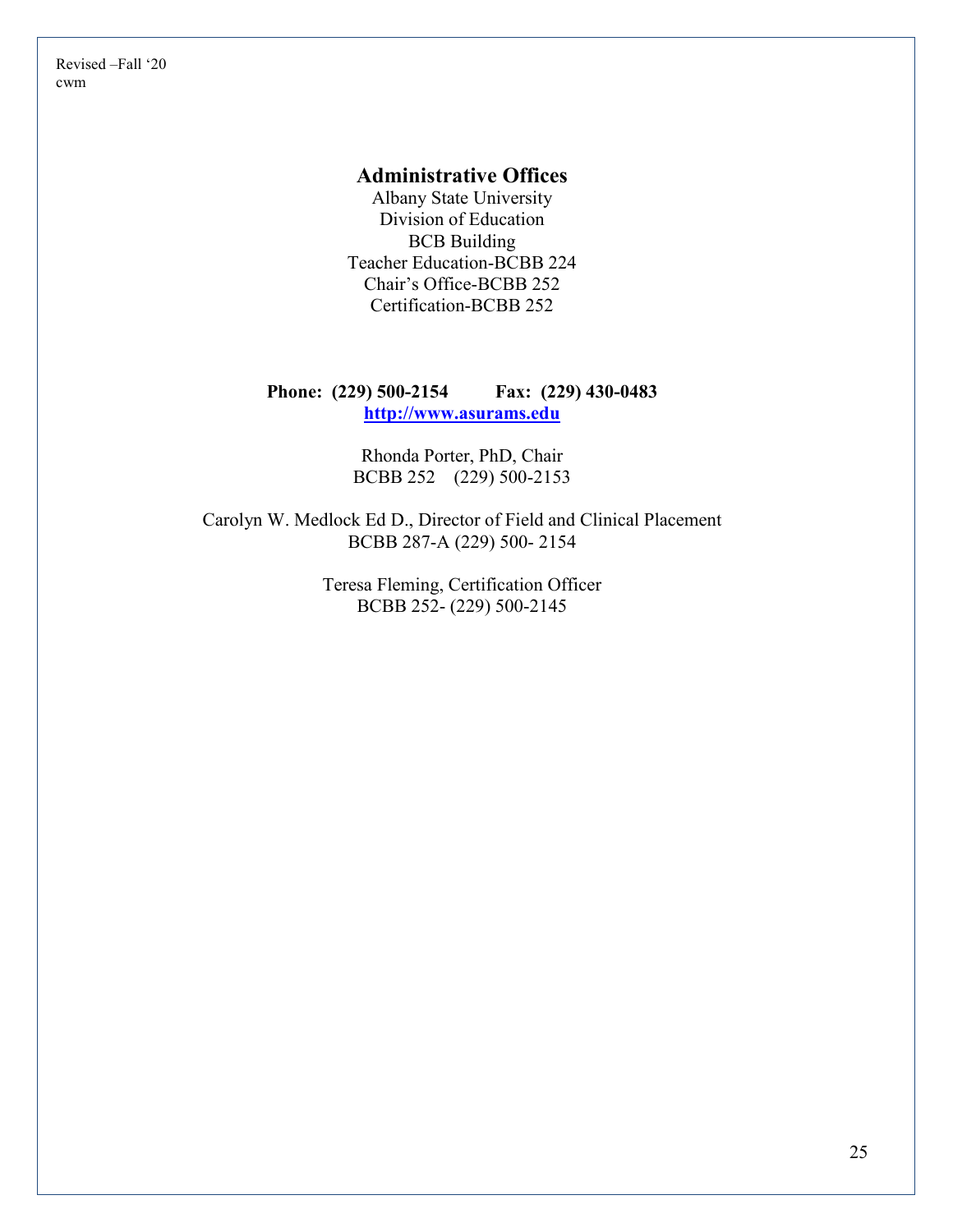Revised –Fall '20
cwm

## Administrative Offices

Albany State University
Division of Education
BCB Building
Teacher Education-BCBB 224
Chair's Office-BCBB 252
Certification-BCBB 252

**Phone: (229) 500-2154 Fax: (229) 430-0483**
**http://www.asurams.edu**

Rhonda Porter, PhD, Chair
BCBB 252 (229) 500-2153

Carolyn W. Medlock Ed D., Director of Field and Clinical Placement
BCBB 287-A (229) 500- 2154

Teresa Fleming, Certification Officer
BCBB 252- (229) 500-2145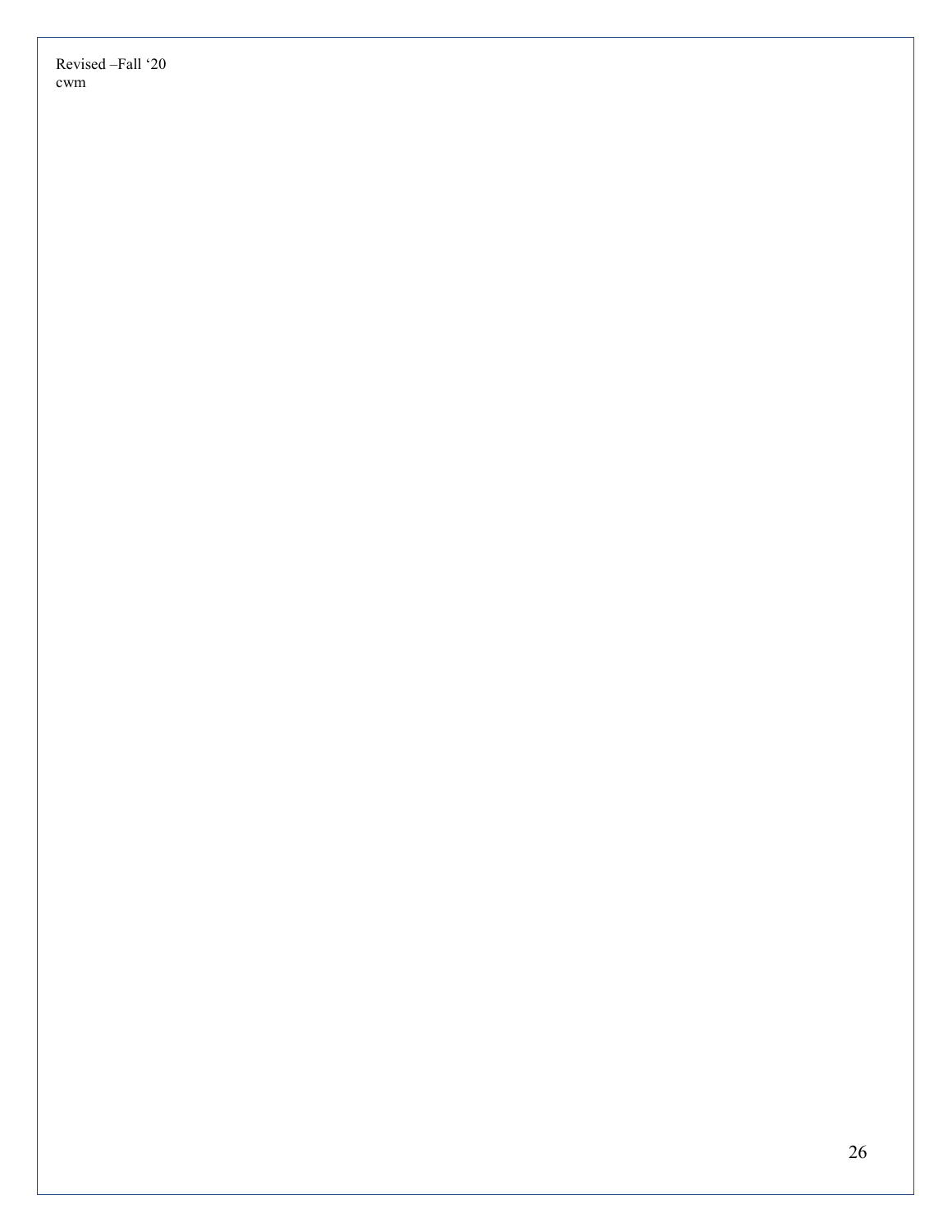Revised –Fall '20
cwm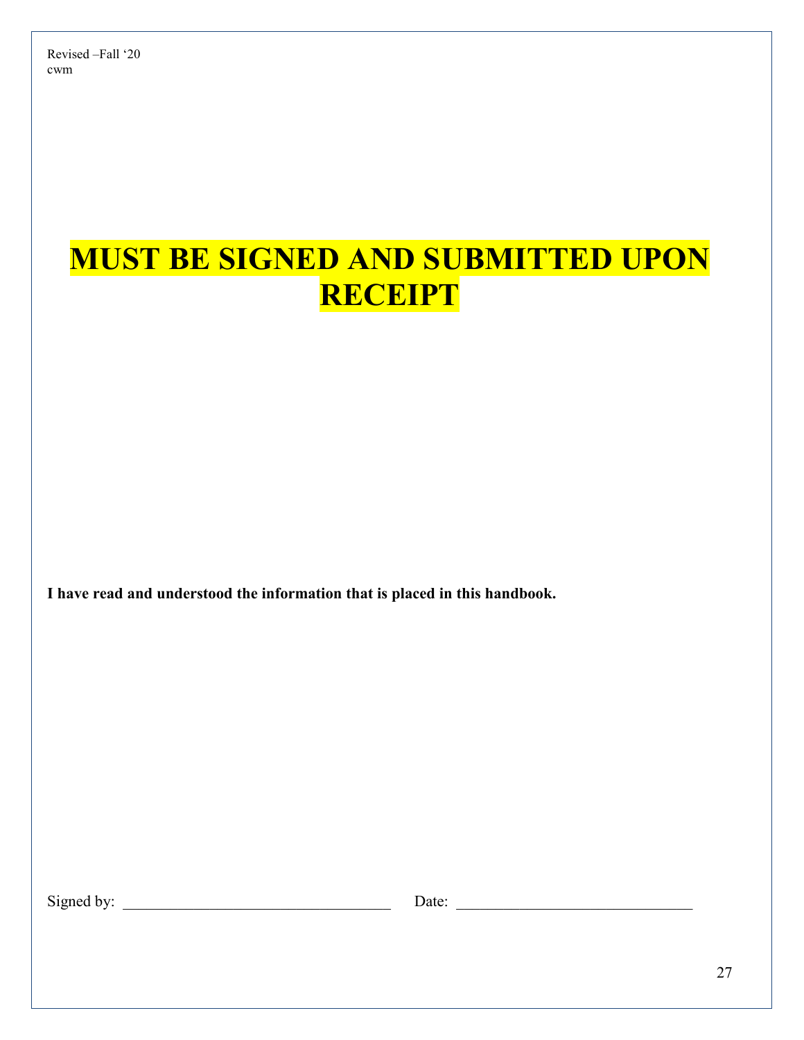Revised –Fall '20
cwm

# MUST BE SIGNED AND SUBMITTED UPON RECEIPT

**I have read and understood the information that is placed in this handbook.**

Signed by: ________________________________ Date: ____________________________